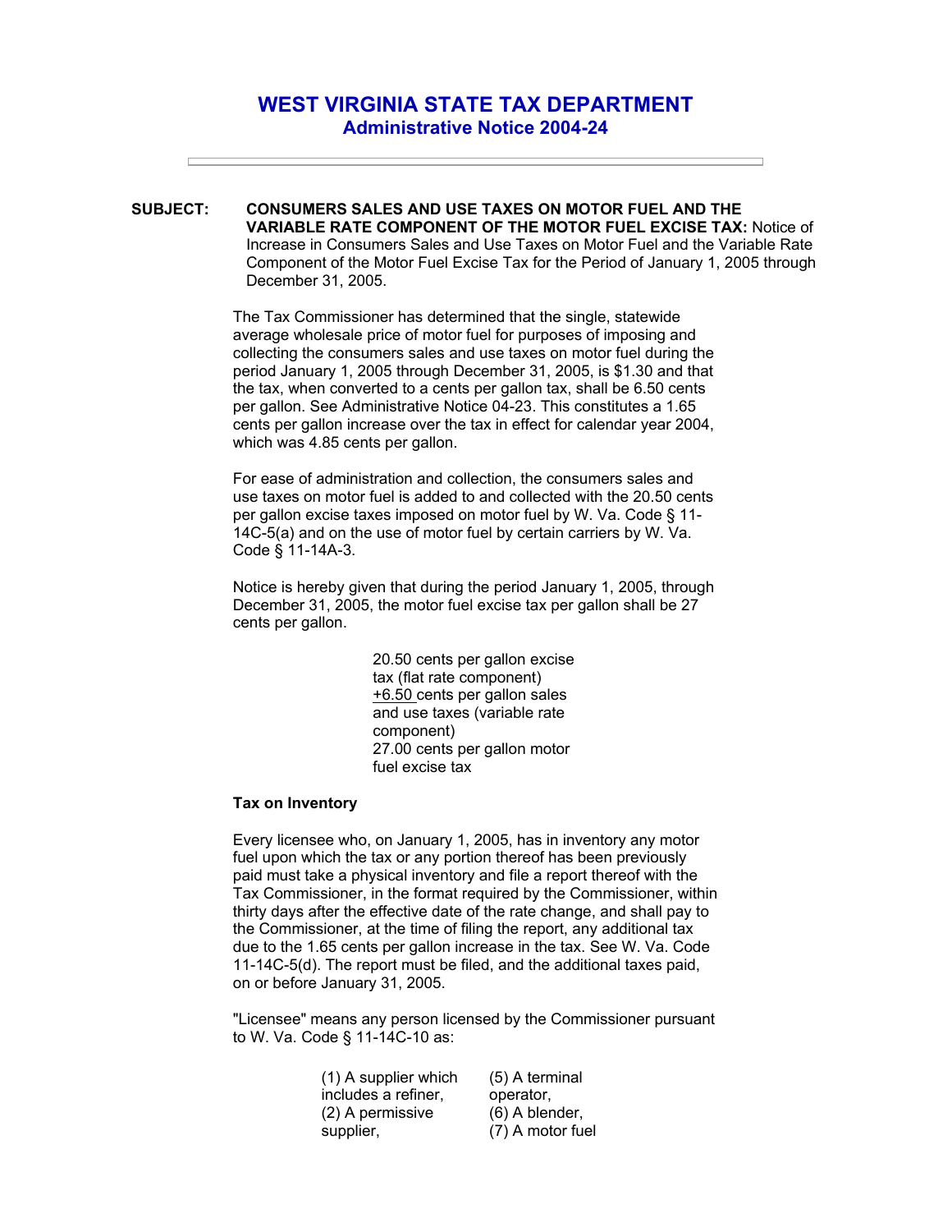# WEST VIRGINIA STATE TAX DEPARTMENT
## Administrative Notice 2004-24

---

**SUBJECT:** **CONSUMERS SALES AND USE TAXES ON MOTOR FUEL AND THE VARIABLE RATE COMPONENT OF THE MOTOR FUEL EXCISE TAX:** Notice of Increase in Consumers Sales and Use Taxes on Motor Fuel and the Variable Rate Component of the Motor Fuel Excise Tax for the Period of January 1, 2005 through December 31, 2005.

The Tax Commissioner has determined that the single, statewide average wholesale price of motor fuel for purposes of imposing and collecting the consumers sales and use taxes on motor fuel during the period January 1, 2005 through December 31, 2005, is $1.30 and that the tax, when converted to a cents per gallon tax, shall be 6.50 cents per gallon. See Administrative Notice 04-23. This constitutes a 1.65 cents per gallon increase over the tax in effect for calendar year 2004, which was 4.85 cents per gallon.

For ease of administration and collection, the consumers sales and use taxes on motor fuel is added to and collected with the 20.50 cents per gallon excise taxes imposed on motor fuel by W. Va. Code § 11-14C-5(a) and on the use of motor fuel by certain carriers by W. Va. Code § 11-14A-3.

Notice is hereby given that during the period January 1, 2005, through December 31, 2005, the motor fuel excise tax per gallon shall be 27 cents per gallon.

20.50 cents per gallon excise tax (flat rate component)
+6.50 cents per gallon sales and use taxes (variable rate component)
27.00 cents per gallon motor fuel excise tax

**Tax on Inventory**

Every licensee who, on January 1, 2005, has in inventory any motor fuel upon which the tax or any portion thereof has been previously paid must take a physical inventory and file a report thereof with the Tax Commissioner, in the format required by the Commissioner, within thirty days after the effective date of the rate change, and shall pay to the Commissioner, at the time of filing the report, any additional tax due to the 1.65 cents per gallon increase in the tax. See W. Va. Code 11-14C-5(d). The report must be filed, and the additional taxes paid, on or before January 31, 2005.

"Licensee" means any person licensed by the Commissioner pursuant to W. Va. Code § 11-14C-10 as:

(1) A supplier which includes a refiner,
(2) A permissive supplier,
(5) A terminal operator,
(6) A blender,
(7) A motor fuel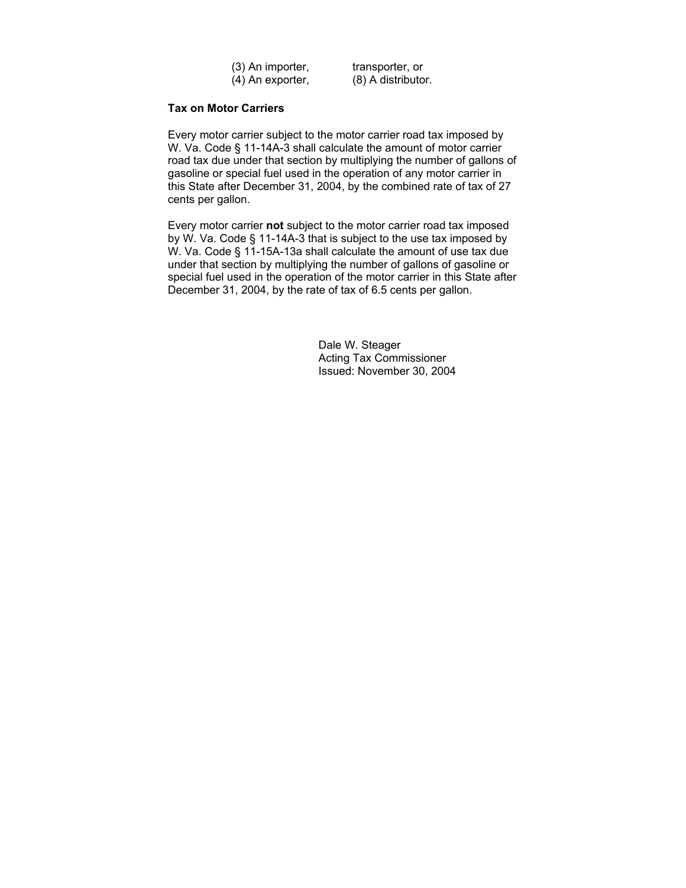(3) An importer, transporter, or
(4) An exporter, (8) A distributor.

**Tax on Motor Carriers**

Every motor carrier subject to the motor carrier road tax imposed by W. Va. Code § 11-14A-3 shall calculate the amount of motor carrier road tax due under that section by multiplying the number of gallons of gasoline or special fuel used in the operation of any motor carrier in this State after December 31, 2004, by the combined rate of tax of 27 cents per gallon.

Every motor carrier **not** subject to the motor carrier road tax imposed by W. Va. Code § 11-14A-3 that is subject to the use tax imposed by W. Va. Code § 11-15A-13a shall calculate the amount of use tax due under that section by multiplying the number of gallons of gasoline or special fuel used in the operation of the motor carrier in this State after December 31, 2004, by the rate of tax of 6.5 cents per gallon.

Dale W. Steager
Acting Tax Commissioner
Issued: November 30, 2004